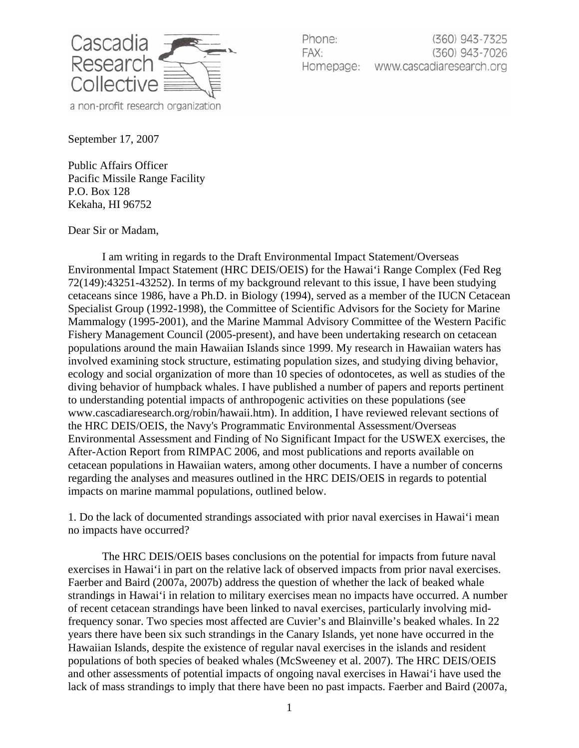Cascadia Research Collective

a non-profit research organization

Phone: (360) 943-7325
FAX: (360) 943-7026
Homepage: www.cascadiaresearch.org

September 17, 2007

Public Affairs Officer
Pacific Missile Range Facility
P.O. Box 128
Kekaha, HI 96752

Dear Sir or Madam,

I am writing in regards to the Draft Environmental Impact Statement/Overseas Environmental Impact Statement (HRC DEIS/OEIS) for the Hawai'i Range Complex (Fed Reg 72(149):43251-43252). In terms of my background relevant to this issue, I have been studying cetaceans since 1986, have a Ph.D. in Biology (1994), served as a member of the IUCN Cetacean Specialist Group (1992-1998), the Committee of Scientific Advisors for the Society for Marine Mammalogy (1995-2001), and the Marine Mammal Advisory Committee of the Western Pacific Fishery Management Council (2005-present), and have been undertaking research on cetacean populations around the main Hawaiian Islands since 1999. My research in Hawaiian waters has involved examining stock structure, estimating population sizes, and studying diving behavior, ecology and social organization of more than 10 species of odontocetes, as well as studies of the diving behavior of humpback whales. I have published a number of papers and reports pertinent to understanding potential impacts of anthropogenic activities on these populations (see www.cascadiaresearch.org/robin/hawaii.htm). In addition, I have reviewed relevant sections of the HRC DEIS/OEIS, the Navy's Programmatic Environmental Assessment/Overseas Environmental Assessment and Finding of No Significant Impact for the USWEX exercises, the After-Action Report from RIMPAC 2006, and most publications and reports available on cetacean populations in Hawaiian waters, among other documents. I have a number of concerns regarding the analyses and measures outlined in the HRC DEIS/OEIS in regards to potential impacts on marine mammal populations, outlined below.

1. Do the lack of documented strandings associated with prior naval exercises in Hawai'i mean no impacts have occurred?

The HRC DEIS/OEIS bases conclusions on the potential for impacts from future naval exercises in Hawai'i in part on the relative lack of observed impacts from prior naval exercises. Faerber and Baird (2007a, 2007b) address the question of whether the lack of beaked whale strandings in Hawai'i in relation to military exercises mean no impacts have occurred. A number of recent cetacean strandings have been linked to naval exercises, particularly involving mid-frequency sonar. Two species most affected are Cuvier's and Blainville's beaked whales. In 22 years there have been six such strandings in the Canary Islands, yet none have occurred in the Hawaiian Islands, despite the existence of regular naval exercises in the islands and resident populations of both species of beaked whales (McSweeney et al. 2007). The HRC DEIS/OEIS and other assessments of potential impacts of ongoing naval exercises in Hawai'i have used the lack of mass strandings to imply that there have been no past impacts. Faerber and Baird (2007a,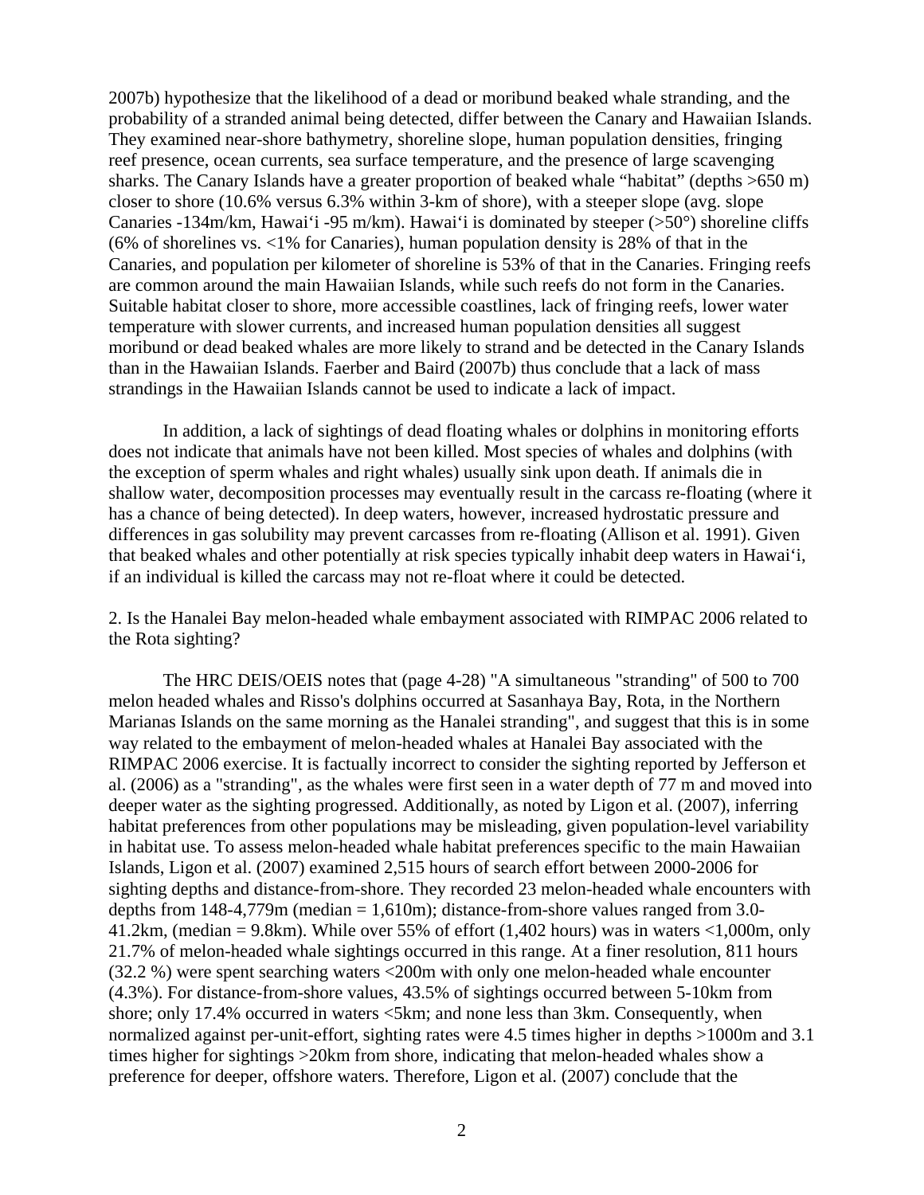2007b) hypothesize that the likelihood of a dead or moribund beaked whale stranding, and the probability of a stranded animal being detected, differ between the Canary and Hawaiian Islands. They examined near-shore bathymetry, shoreline slope, human population densities, fringing reef presence, ocean currents, sea surface temperature, and the presence of large scavenging sharks. The Canary Islands have a greater proportion of beaked whale "habitat" (depths >650 m) closer to shore (10.6% versus 6.3% within 3-km of shore), with a steeper slope (avg. slope Canaries -134m/km, Hawaiʻi -95 m/km). Hawaiʻi is dominated by steeper (>50°) shoreline cliffs (6% of shorelines vs. <1% for Canaries), human population density is 28% of that in the Canaries, and population per kilometer of shoreline is 53% of that in the Canaries. Fringing reefs are common around the main Hawaiian Islands, while such reefs do not form in the Canaries. Suitable habitat closer to shore, more accessible coastlines, lack of fringing reefs, lower water temperature with slower currents, and increased human population densities all suggest moribund or dead beaked whales are more likely to strand and be detected in the Canary Islands than in the Hawaiian Islands. Faerber and Baird (2007b) thus conclude that a lack of mass strandings in the Hawaiian Islands cannot be used to indicate a lack of impact.

In addition, a lack of sightings of dead floating whales or dolphins in monitoring efforts does not indicate that animals have not been killed. Most species of whales and dolphins (with the exception of sperm whales and right whales) usually sink upon death. If animals die in shallow water, decomposition processes may eventually result in the carcass re-floating (where it has a chance of being detected). In deep waters, however, increased hydrostatic pressure and differences in gas solubility may prevent carcasses from re-floating (Allison et al. 1991). Given that beaked whales and other potentially at risk species typically inhabit deep waters in Hawaiʻi, if an individual is killed the carcass may not re-float where it could be detected.

2. Is the Hanalei Bay melon-headed whale embayment associated with RIMPAC 2006 related to the Rota sighting?

The HRC DEIS/OEIS notes that (page 4-28) "A simultaneous "stranding" of 500 to 700 melon headed whales and Risso's dolphins occurred at Sasanhaya Bay, Rota, in the Northern Marianas Islands on the same morning as the Hanalei stranding", and suggest that this is in some way related to the embayment of melon-headed whales at Hanalei Bay associated with the RIMPAC 2006 exercise. It is factually incorrect to consider the sighting reported by Jefferson et al. (2006) as a "stranding", as the whales were first seen in a water depth of 77 m and moved into deeper water as the sighting progressed. Additionally, as noted by Ligon et al. (2007), inferring habitat preferences from other populations may be misleading, given population-level variability in habitat use. To assess melon-headed whale habitat preferences specific to the main Hawaiian Islands, Ligon et al. (2007) examined 2,515 hours of search effort between 2000-2006 for sighting depths and distance-from-shore. They recorded 23 melon-headed whale encounters with depths from 148-4,779m (median = 1,610m); distance-from-shore values ranged from 3.0-41.2km, (median = 9.8km). While over 55% of effort (1,402 hours) was in waters <1,000m, only 21.7% of melon-headed whale sightings occurred in this range. At a finer resolution, 811 hours (32.2 %) were spent searching waters <200m with only one melon-headed whale encounter (4.3%). For distance-from-shore values, 43.5% of sightings occurred between 5-10km from shore; only 17.4% occurred in waters <5km; and none less than 3km. Consequently, when normalized against per-unit-effort, sighting rates were 4.5 times higher in depths >1000m and 3.1 times higher for sightings >20km from shore, indicating that melon-headed whales show a preference for deeper, offshore waters. Therefore, Ligon et al. (2007) conclude that the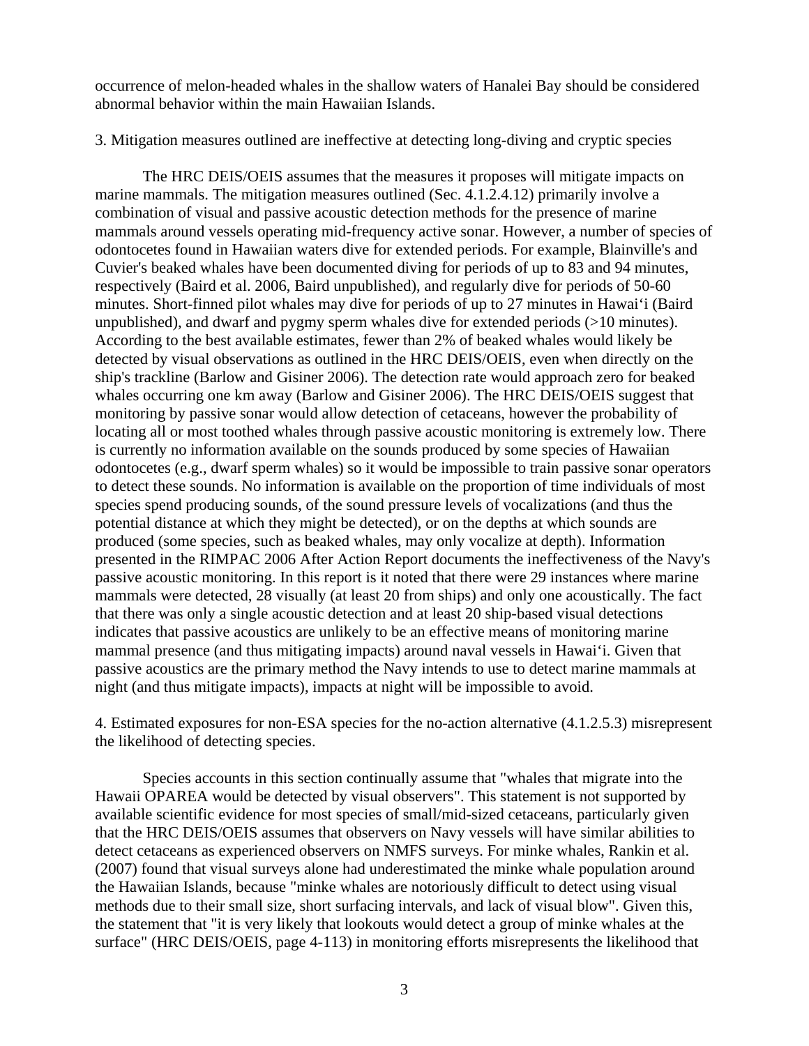occurrence of melon-headed whales in the shallow waters of Hanalei Bay should be considered abnormal behavior within the main Hawaiian Islands.

3. Mitigation measures outlined are ineffective at detecting long-diving and cryptic species

The HRC DEIS/OEIS assumes that the measures it proposes will mitigate impacts on marine mammals. The mitigation measures outlined (Sec. 4.1.2.4.12) primarily involve a combination of visual and passive acoustic detection methods for the presence of marine mammals around vessels operating mid-frequency active sonar. However, a number of species of odontocetes found in Hawaiian waters dive for extended periods. For example, Blainville's and Cuvier's beaked whales have been documented diving for periods of up to 83 and 94 minutes, respectively (Baird et al. 2006, Baird unpublished), and regularly dive for periods of 50-60 minutes. Short-finned pilot whales may dive for periods of up to 27 minutes in Hawai'i (Baird unpublished), and dwarf and pygmy sperm whales dive for extended periods (>10 minutes). According to the best available estimates, fewer than 2% of beaked whales would likely be detected by visual observations as outlined in the HRC DEIS/OEIS, even when directly on the ship's trackline (Barlow and Gisiner 2006). The detection rate would approach zero for beaked whales occurring one km away (Barlow and Gisiner 2006). The HRC DEIS/OEIS suggest that monitoring by passive sonar would allow detection of cetaceans, however the probability of locating all or most toothed whales through passive acoustic monitoring is extremely low. There is currently no information available on the sounds produced by some species of Hawaiian odontocetes (e.g., dwarf sperm whales) so it would be impossible to train passive sonar operators to detect these sounds. No information is available on the proportion of time individuals of most species spend producing sounds, of the sound pressure levels of vocalizations (and thus the potential distance at which they might be detected), or on the depths at which sounds are produced (some species, such as beaked whales, may only vocalize at depth). Information presented in the RIMPAC 2006 After Action Report documents the ineffectiveness of the Navy's passive acoustic monitoring. In this report is it noted that there were 29 instances where marine mammals were detected, 28 visually (at least 20 from ships) and only one acoustically. The fact that there was only a single acoustic detection and at least 20 ship-based visual detections indicates that passive acoustics are unlikely to be an effective means of monitoring marine mammal presence (and thus mitigating impacts) around naval vessels in Hawai'i. Given that passive acoustics are the primary method the Navy intends to use to detect marine mammals at night (and thus mitigate impacts), impacts at night will be impossible to avoid.

4. Estimated exposures for non-ESA species for the no-action alternative (4.1.2.5.3) misrepresent the likelihood of detecting species.

Species accounts in this section continually assume that "whales that migrate into the Hawaii OPAREA would be detected by visual observers". This statement is not supported by available scientific evidence for most species of small/mid-sized cetaceans, particularly given that the HRC DEIS/OEIS assumes that observers on Navy vessels will have similar abilities to detect cetaceans as experienced observers on NMFS surveys. For minke whales, Rankin et al. (2007) found that visual surveys alone had underestimated the minke whale population around the Hawaiian Islands, because "minke whales are notoriously difficult to detect using visual methods due to their small size, short surfacing intervals, and lack of visual blow". Given this, the statement that "it is very likely that lookouts would detect a group of minke whales at the surface" (HRC DEIS/OEIS, page 4-113) in monitoring efforts misrepresents the likelihood that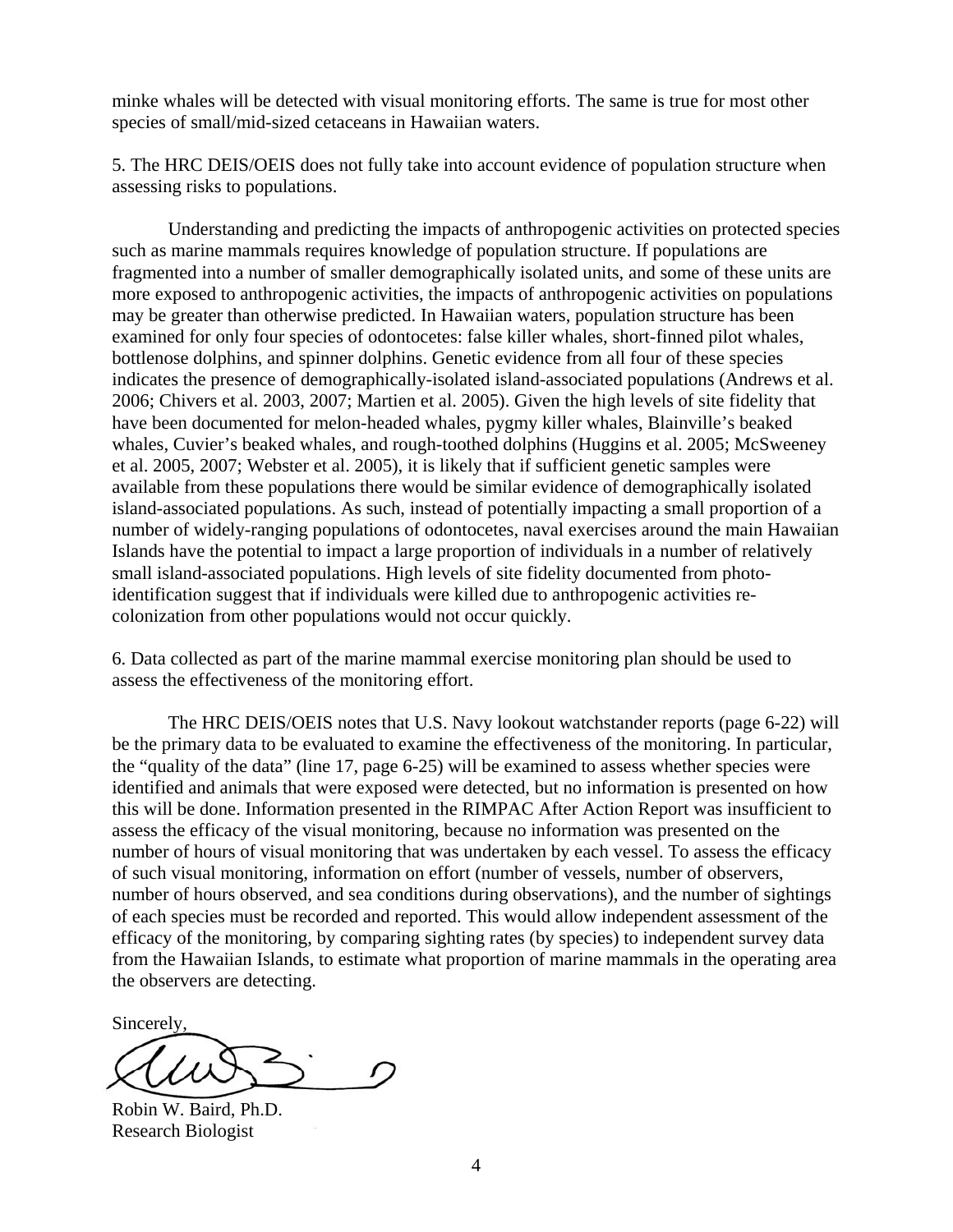minke whales will be detected with visual monitoring efforts. The same is true for most other species of small/mid-sized cetaceans in Hawaiian waters.

5. The HRC DEIS/OEIS does not fully take into account evidence of population structure when assessing risks to populations.

Understanding and predicting the impacts of anthropogenic activities on protected species such as marine mammals requires knowledge of population structure. If populations are fragmented into a number of smaller demographically isolated units, and some of these units are more exposed to anthropogenic activities, the impacts of anthropogenic activities on populations may be greater than otherwise predicted. In Hawaiian waters, population structure has been examined for only four species of odontocetes: false killer whales, short-finned pilot whales, bottlenose dolphins, and spinner dolphins. Genetic evidence from all four of these species indicates the presence of demographically-isolated island-associated populations (Andrews et al. 2006; Chivers et al. 2003, 2007; Martien et al. 2005). Given the high levels of site fidelity that have been documented for melon-headed whales, pygmy killer whales, Blainville's beaked whales, Cuvier's beaked whales, and rough-toothed dolphins (Huggins et al. 2005; McSweeney et al. 2005, 2007; Webster et al. 2005), it is likely that if sufficient genetic samples were available from these populations there would be similar evidence of demographically isolated island-associated populations. As such, instead of potentially impacting a small proportion of a number of widely-ranging populations of odontocetes, naval exercises around the main Hawaiian Islands have the potential to impact a large proportion of individuals in a number of relatively small island-associated populations. High levels of site fidelity documented from photo-identification suggest that if individuals were killed due to anthropogenic activities re-colonization from other populations would not occur quickly.

6. Data collected as part of the marine mammal exercise monitoring plan should be used to assess the effectiveness of the monitoring effort.

The HRC DEIS/OEIS notes that U.S. Navy lookout watchstander reports (page 6-22) will be the primary data to be evaluated to examine the effectiveness of the monitoring. In particular, the "quality of the data" (line 17, page 6-25) will be examined to assess whether species were identified and animals that were exposed were detected, but no information is presented on how this will be done. Information presented in the RIMPAC After Action Report was insufficient to assess the efficacy of the visual monitoring, because no information was presented on the number of hours of visual monitoring that was undertaken by each vessel. To assess the efficacy of such visual monitoring, information on effort (number of vessels, number of observers, number of hours observed, and sea conditions during observations), and the number of sightings of each species must be recorded and reported. This would allow independent assessment of the efficacy of the monitoring, by comparing sighting rates (by species) to independent survey data from the Hawaiian Islands, to estimate what proportion of marine mammals in the operating area the observers are detecting.

Sincerely,

Robin W. Baird, Ph.D.
Research Biologist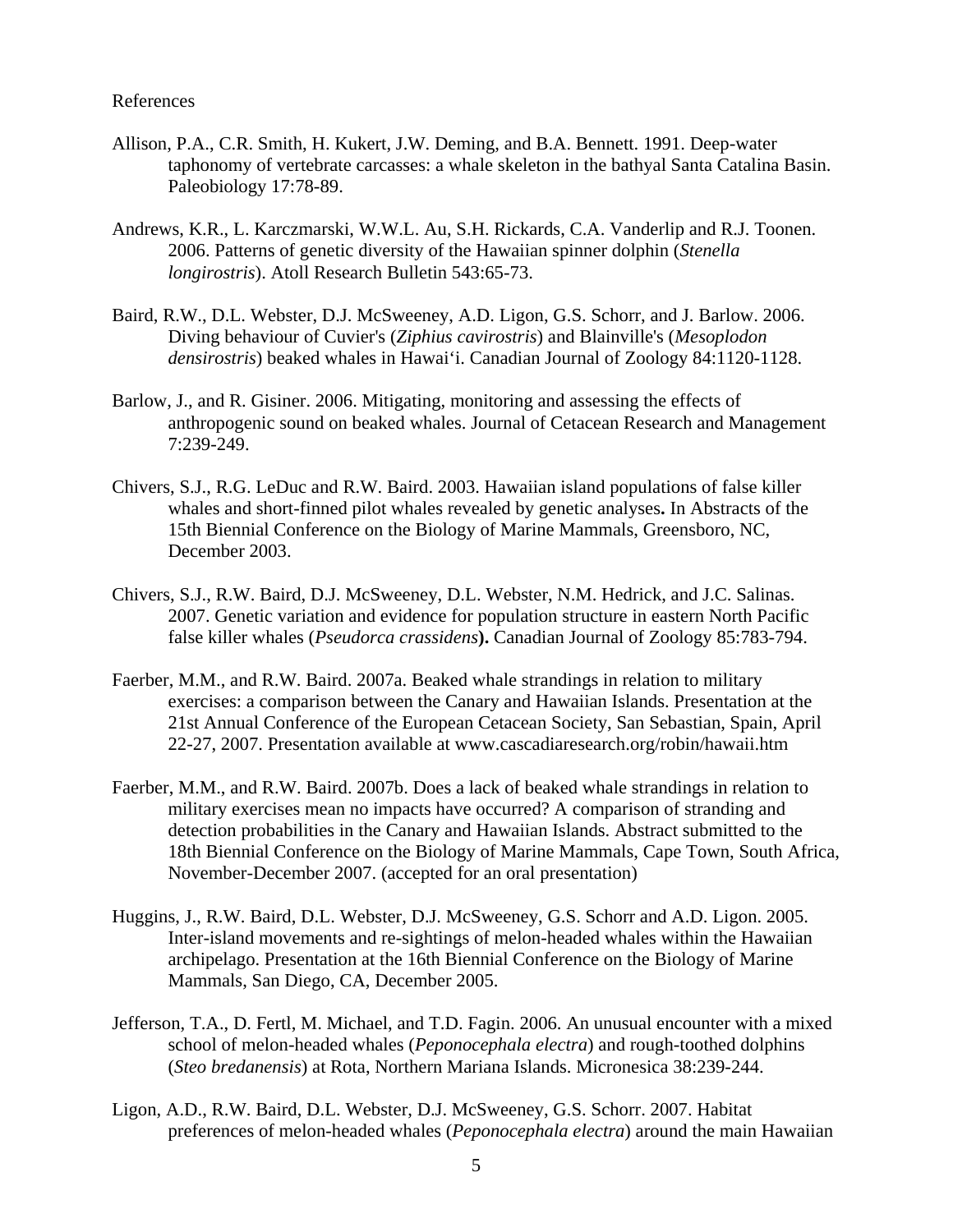References

Allison, P.A., C.R. Smith, H. Kukert, J.W. Deming, and B.A. Bennett. 1991. Deep-water taphonomy of vertebrate carcasses: a whale skeleton in the bathyal Santa Catalina Basin. Paleobiology 17:78-89.

Andrews, K.R., L. Karczmarski, W.W.L. Au, S.H. Rickards, C.A. Vanderlip and R.J. Toonen. 2006. Patterns of genetic diversity of the Hawaiian spinner dolphin (*Stenella longirostris*). Atoll Research Bulletin 543:65-73.

Baird, R.W., D.L. Webster, D.J. McSweeney, A.D. Ligon, G.S. Schorr, and J. Barlow. 2006. Diving behaviour of Cuvier's (*Ziphius cavirostris*) and Blainville's (*Mesoplodon densirostris*) beaked whales in Hawai'i. Canadian Journal of Zoology 84:1120-1128.

Barlow, J., and R. Gisiner. 2006. Mitigating, monitoring and assessing the effects of anthropogenic sound on beaked whales. Journal of Cetacean Research and Management 7:239-249.

Chivers, S.J., R.G. LeDuc and R.W. Baird. 2003. Hawaiian island populations of false killer whales and short-finned pilot whales revealed by genetic analyses**.** In Abstracts of the 15th Biennial Conference on the Biology of Marine Mammals, Greensboro, NC, December 2003.

Chivers, S.J., R.W. Baird, D.J. McSweeney, D.L. Webster, N.M. Hedrick, and J.C. Salinas. 2007. Genetic variation and evidence for population structure in eastern North Pacific false killer whales (*Pseudorca crassidens*)**.** Canadian Journal of Zoology 85:783-794.

Faerber, M.M., and R.W. Baird. 2007a. Beaked whale strandings in relation to military exercises: a comparison between the Canary and Hawaiian Islands. Presentation at the 21st Annual Conference of the European Cetacean Society, San Sebastian, Spain, April 22-27, 2007. Presentation available at www.cascadiaresearch.org/robin/hawaii.htm

Faerber, M.M., and R.W. Baird. 2007b. Does a lack of beaked whale strandings in relation to military exercises mean no impacts have occurred? A comparison of stranding and detection probabilities in the Canary and Hawaiian Islands. Abstract submitted to the 18th Biennial Conference on the Biology of Marine Mammals, Cape Town, South Africa, November-December 2007. (accepted for an oral presentation)

Huggins, J., R.W. Baird, D.L. Webster, D.J. McSweeney, G.S. Schorr and A.D. Ligon. 2005. Inter-island movements and re-sightings of melon-headed whales within the Hawaiian archipelago. Presentation at the 16th Biennial Conference on the Biology of Marine Mammals, San Diego, CA, December 2005.

Jefferson, T.A., D. Fertl, M. Michael, and T.D. Fagin. 2006. An unusual encounter with a mixed school of melon-headed whales (*Peponocephala electra*) and rough-toothed dolphins (*Steo bredanensis*) at Rota, Northern Mariana Islands. Micronesica 38:239-244.

Ligon, A.D., R.W. Baird, D.L. Webster, D.J. McSweeney, G.S. Schorr. 2007. Habitat preferences of melon-headed whales (*Peponocephala electra*) around the main Hawaiian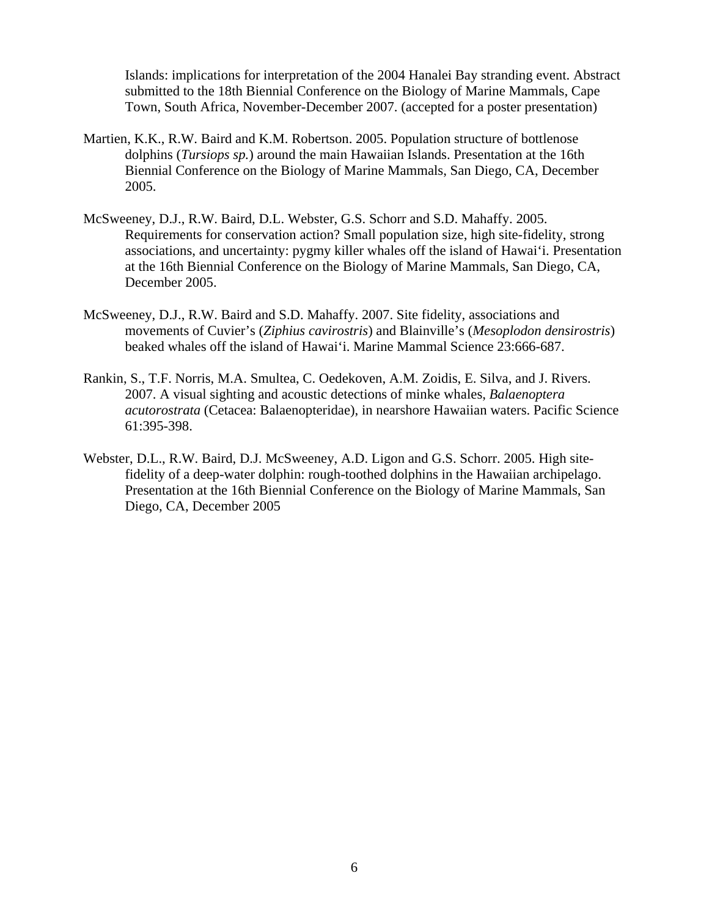Islands: implications for interpretation of the 2004 Hanalei Bay stranding event. Abstract submitted to the 18th Biennial Conference on the Biology of Marine Mammals, Cape Town, South Africa, November-December 2007. (accepted for a poster presentation)

Martien, K.K., R.W. Baird and K.M. Robertson. 2005. Population structure of bottlenose dolphins (*Tursiops sp.*) around the main Hawaiian Islands. Presentation at the 16th Biennial Conference on the Biology of Marine Mammals, San Diego, CA, December 2005.

McSweeney, D.J., R.W. Baird, D.L. Webster, G.S. Schorr and S.D. Mahaffy. 2005. Requirements for conservation action? Small population size, high site-fidelity, strong associations, and uncertainty: pygmy killer whales off the island of Hawai‘i. Presentation at the 16th Biennial Conference on the Biology of Marine Mammals, San Diego, CA, December 2005.

McSweeney, D.J., R.W. Baird and S.D. Mahaffy. 2007. Site fidelity, associations and movements of Cuvier's (*Ziphius cavirostris*) and Blainville's (*Mesoplodon densirostris*) beaked whales off the island of Hawai‘i. Marine Mammal Science 23:666-687.

Rankin, S., T.F. Norris, M.A. Smultea, C. Oedekoven, A.M. Zoidis, E. Silva, and J. Rivers. 2007. A visual sighting and acoustic detections of minke whales, *Balaenoptera acutorostrata* (Cetacea: Balaenopteridae), in nearshore Hawaiian waters. Pacific Science 61:395-398.

Webster, D.L., R.W. Baird, D.J. McSweeney, A.D. Ligon and G.S. Schorr. 2005. High site-fidelity of a deep-water dolphin: rough-toothed dolphins in the Hawaiian archipelago. Presentation at the 16th Biennial Conference on the Biology of Marine Mammals, San Diego, CA, December 2005